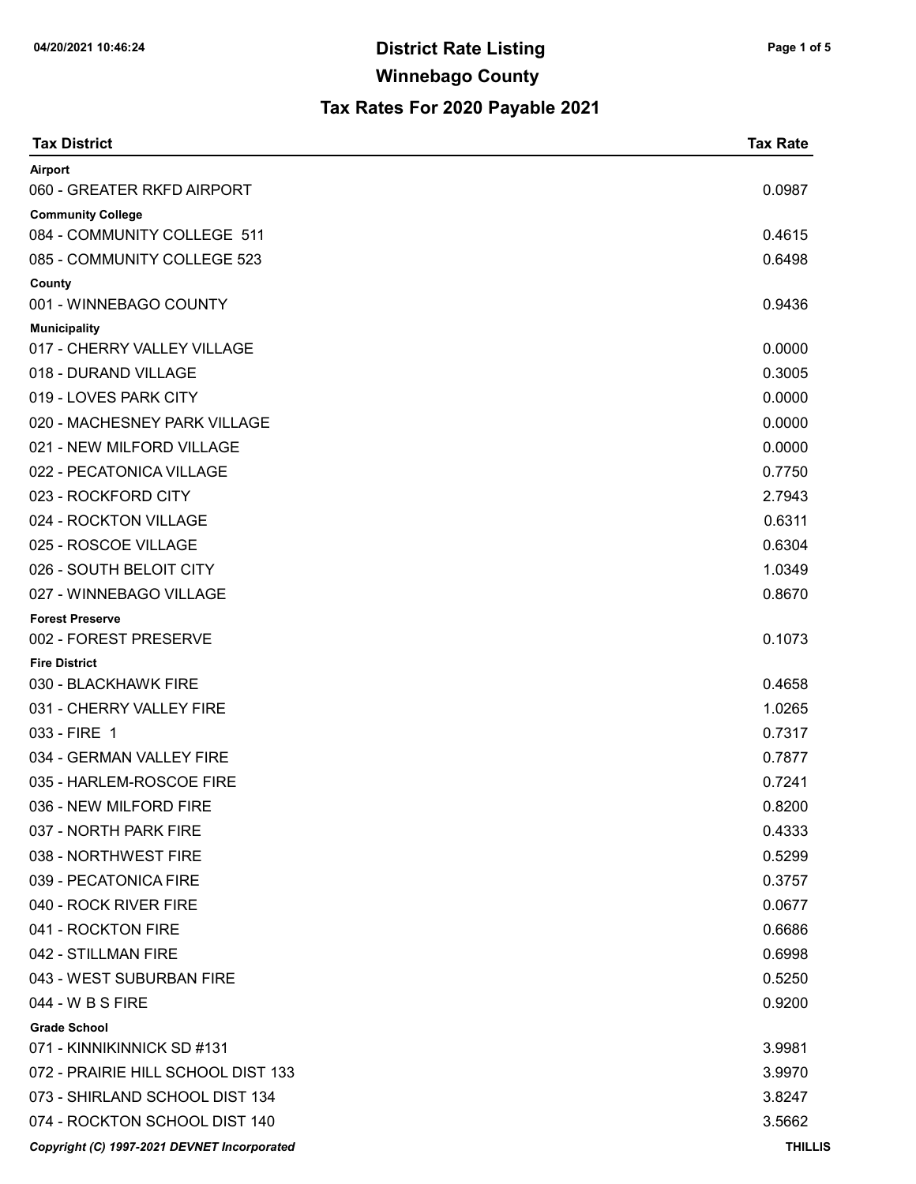# District Rate Listing

## Winnebago County

### Tax Rates For 2020 Payable 2021

| Tax District | Tax Rate |
|---|---|
| **Airport** | |
| 060 - GREATER RKFD AIRPORT | 0.0987 |
| **Community College** | |
| 084 - COMMUNITY COLLEGE 511 | 0.4615 |
| 085 - COMMUNITY COLLEGE 523 | 0.6498 |
| **County** | |
| 001 - WINNEBAGO COUNTY | 0.9436 |
| **Municipality** | |
| 017 - CHERRY VALLEY VILLAGE | 0.0000 |
| 018 - DURAND VILLAGE | 0.3005 |
| 019 - LOVES PARK CITY | 0.0000 |
| 020 - MACHESNEY PARK VILLAGE | 0.0000 |
| 021 - NEW MILFORD VILLAGE | 0.0000 |
| 022 - PECATONICA VILLAGE | 0.7750 |
| 023 - ROCKFORD CITY | 2.7943 |
| 024 - ROCKTON VILLAGE | 0.6311 |
| 025 - ROSCOE VILLAGE | 0.6304 |
| 026 - SOUTH BELOIT CITY | 1.0349 |
| 027 - WINNEBAGO VILLAGE | 0.8670 |
| **Forest Preserve** | |
| 002 - FOREST PRESERVE | 0.1073 |
| **Fire District** | |
| 030 - BLACKHAWK FIRE | 0.4658 |
| 031 - CHERRY VALLEY FIRE | 1.0265 |
| 033 - FIRE 1 | 0.7317 |
| 034 - GERMAN VALLEY FIRE | 0.7877 |
| 035 - HARLEM-ROSCOE FIRE | 0.7241 |
| 036 - NEW MILFORD FIRE | 0.8200 |
| 037 - NORTH PARK FIRE | 0.4333 |
| 038 - NORTHWEST FIRE | 0.5299 |
| 039 - PECATONICA FIRE | 0.3757 |
| 040 - ROCK RIVER FIRE | 0.0677 |
| 041 - ROCKTON FIRE | 0.6686 |
| 042 - STILLMAN FIRE | 0.6998 |
| 043 - WEST SUBURBAN FIRE | 0.5250 |
| 044 - W B S FIRE | 0.9200 |
| **Grade School** | |
| 071 - KINNIKINNICK SD #131 | 3.9981 |
| 072 - PRAIRIE HILL SCHOOL DIST 133 | 3.9970 |
| 073 - SHIRLAND SCHOOL DIST 134 | 3.8247 |
| 074 - ROCKTON SCHOOL DIST 140 | 3.5662 |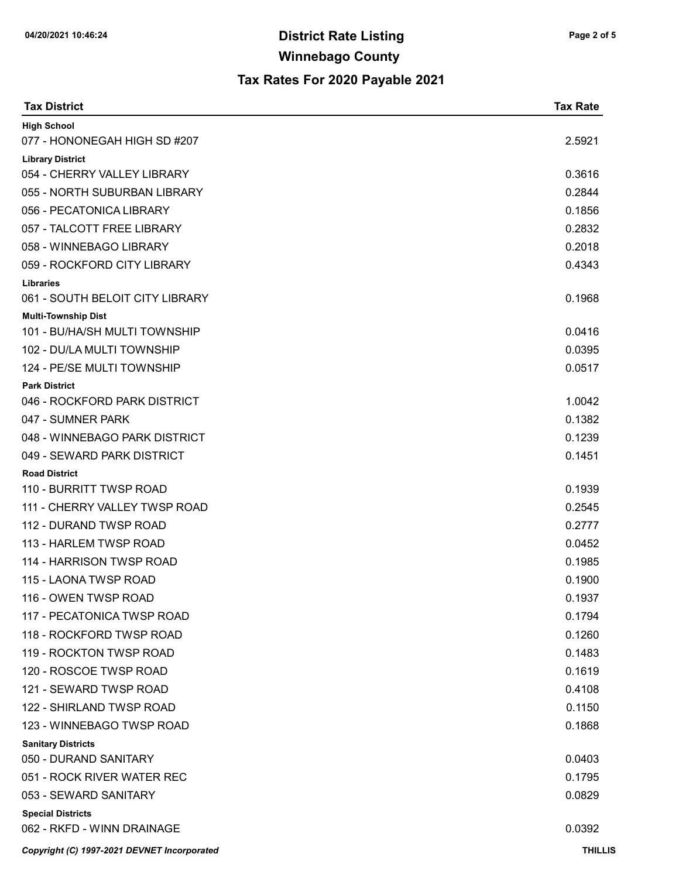# District Rate Listing

## Winnebago County

### Tax Rates For 2020 Payable 2021

| Tax District | Tax Rate |
|---|---|
| **High School** | |
| 077 - HONONEGAH HIGH SD #207 | 2.5921 |
| **Library District** | |
| 054 - CHERRY VALLEY LIBRARY | 0.3616 |
| 055 - NORTH SUBURBAN LIBRARY | 0.2844 |
| 056 - PECATONICA LIBRARY | 0.1856 |
| 057 - TALCOTT FREE LIBRARY | 0.2832 |
| 058 - WINNEBAGO LIBRARY | 0.2018 |
| 059 - ROCKFORD CITY LIBRARY | 0.4343 |
| **Libraries** | |
| 061 - SOUTH BELOIT CITY LIBRARY | 0.1968 |
| **Multi-Township Dist** | |
| 101 - BU/HA/SH MULTI TOWNSHIP | 0.0416 |
| 102 - DU/LA MULTI TOWNSHIP | 0.0395 |
| 124 - PE/SE MULTI TOWNSHIP | 0.0517 |
| **Park District** | |
| 046 - ROCKFORD PARK DISTRICT | 1.0042 |
| 047 - SUMNER PARK | 0.1382 |
| 048 - WINNEBAGO PARK DISTRICT | 0.1239 |
| 049 - SEWARD PARK DISTRICT | 0.1451 |
| **Road District** | |
| 110 - BURRITT TWSP ROAD | 0.1939 |
| 111 - CHERRY VALLEY TWSP ROAD | 0.2545 |
| 112 - DURAND TWSP ROAD | 0.2777 |
| 113 - HARLEM TWSP ROAD | 0.0452 |
| 114 - HARRISON TWSP ROAD | 0.1985 |
| 115 - LAONA TWSP ROAD | 0.1900 |
| 116 - OWEN TWSP ROAD | 0.1937 |
| 117 - PECATONICA TWSP ROAD | 0.1794 |
| 118 - ROCKFORD TWSP ROAD | 0.1260 |
| 119 - ROCKTON TWSP ROAD | 0.1483 |
| 120 - ROSCOE TWSP ROAD | 0.1619 |
| 121 - SEWARD TWSP ROAD | 0.4108 |
| 122 - SHIRLAND TWSP ROAD | 0.1150 |
| 123 - WINNEBAGO TWSP ROAD | 0.1868 |
| **Sanitary Districts** | |
| 050 - DURAND SANITARY | 0.0403 |
| 051 - ROCK RIVER WATER REC | 0.1795 |
| 053 - SEWARD SANITARY | 0.0829 |
| **Special Districts** | |
| 062 - RKFD - WINN DRAINAGE | 0.0392 |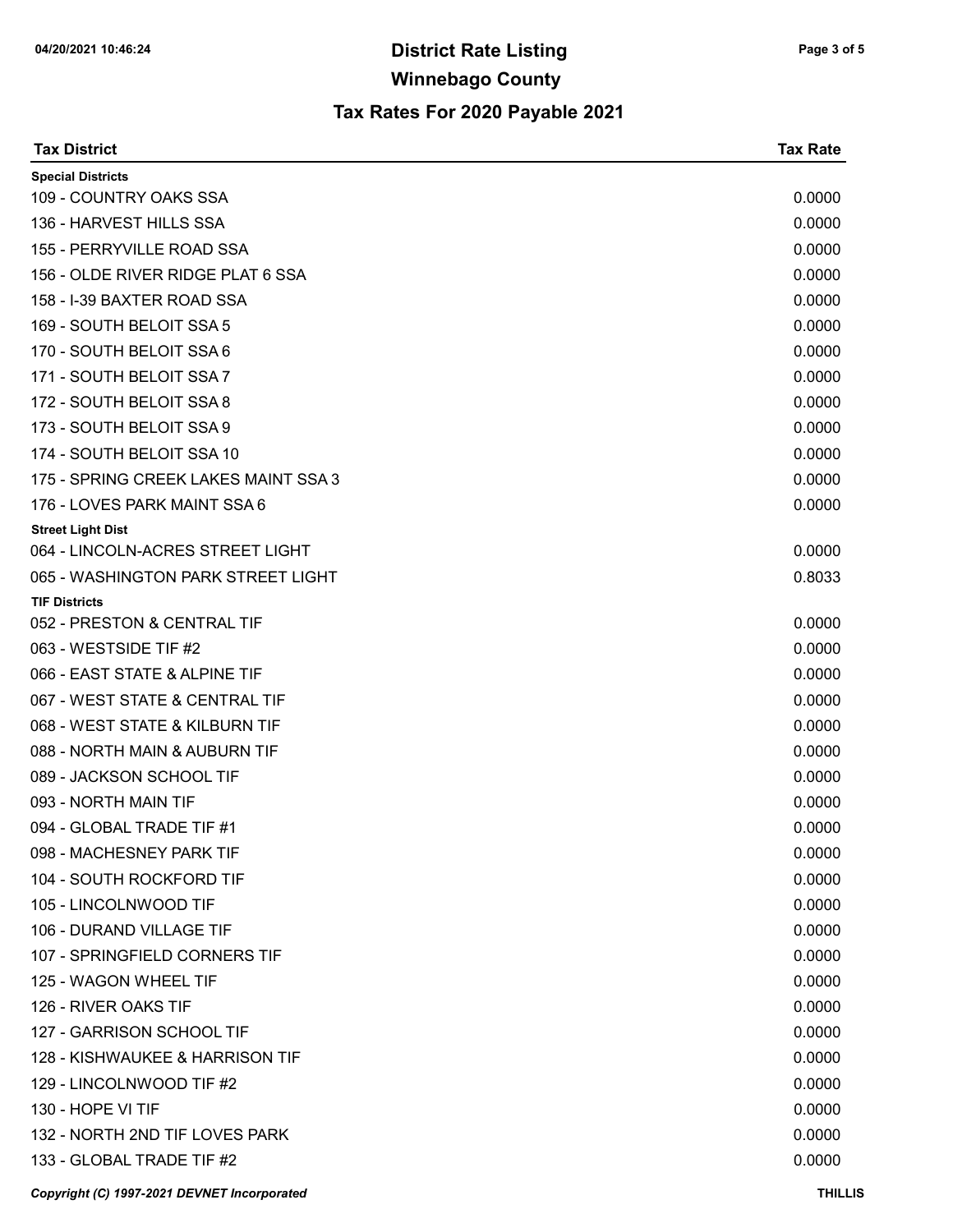# District Rate Listing

## Winnebago County

### Tax Rates For 2020 Payable 2021

| Tax District | Tax Rate |
|---|---|
| **Special Districts** | |
| 109 - COUNTRY OAKS SSA | 0.0000 |
| 136 - HARVEST HILLS SSA | 0.0000 |
| 155 - PERRYVILLE ROAD SSA | 0.0000 |
| 156 - OLDE RIVER RIDGE PLAT 6 SSA | 0.0000 |
| 158 - I-39 BAXTER ROAD SSA | 0.0000 |
| 169 - SOUTH BELOIT SSA 5 | 0.0000 |
| 170 - SOUTH BELOIT SSA 6 | 0.0000 |
| 171 - SOUTH BELOIT SSA 7 | 0.0000 |
| 172 - SOUTH BELOIT SSA 8 | 0.0000 |
| 173 - SOUTH BELOIT SSA 9 | 0.0000 |
| 174 - SOUTH BELOIT SSA 10 | 0.0000 |
| 175 - SPRING CREEK LAKES MAINT SSA 3 | 0.0000 |
| 176 - LOVES PARK MAINT SSA 6 | 0.0000 |
| **Street Light Dist** | |
| 064 - LINCOLN-ACRES STREET LIGHT | 0.0000 |
| 065 - WASHINGTON PARK STREET LIGHT | 0.8033 |
| **TIF Districts** | |
| 052 - PRESTON & CENTRAL TIF | 0.0000 |
| 063 - WESTSIDE TIF #2 | 0.0000 |
| 066 - EAST STATE & ALPINE TIF | 0.0000 |
| 067 - WEST STATE & CENTRAL TIF | 0.0000 |
| 068 - WEST STATE & KILBURN TIF | 0.0000 |
| 088 - NORTH MAIN & AUBURN TIF | 0.0000 |
| 089 - JACKSON SCHOOL TIF | 0.0000 |
| 093 - NORTH MAIN TIF | 0.0000 |
| 094 - GLOBAL TRADE TIF #1 | 0.0000 |
| 098 - MACHESNEY PARK TIF | 0.0000 |
| 104 - SOUTH ROCKFORD TIF | 0.0000 |
| 105 - LINCOLNWOOD TIF | 0.0000 |
| 106 - DURAND VILLAGE TIF | 0.0000 |
| 107 - SPRINGFIELD CORNERS TIF | 0.0000 |
| 125 - WAGON WHEEL TIF | 0.0000 |
| 126 - RIVER OAKS TIF | 0.0000 |
| 127 - GARRISON SCHOOL TIF | 0.0000 |
| 128 - KISHWAUKEE & HARRISON TIF | 0.0000 |
| 129 - LINCOLNWOOD TIF #2 | 0.0000 |
| 130 - HOPE VI TIF | 0.0000 |
| 132 - NORTH 2ND TIF LOVES PARK | 0.0000 |
| 133 - GLOBAL TRADE TIF #2 | 0.0000 |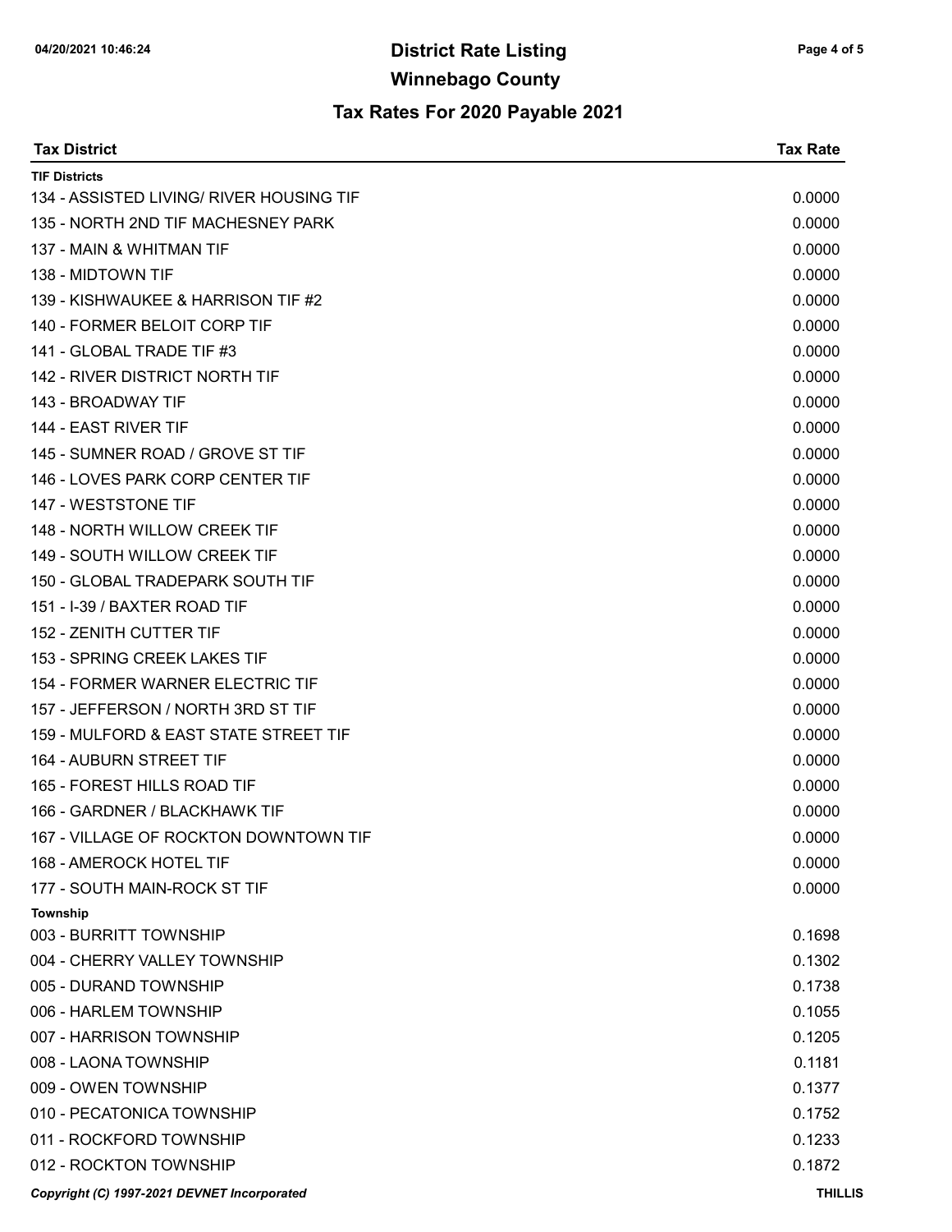# District Rate Listing

## Winnebago County

### Tax Rates For 2020 Payable 2021

| Tax District | Tax Rate |
|---|---|
| **TIF Districts** | |
| 134 - ASSISTED LIVING/ RIVER HOUSING TIF | 0.0000 |
| 135 - NORTH 2ND TIF MACHESNEY PARK | 0.0000 |
| 137 - MAIN & WHITMAN TIF | 0.0000 |
| 138 - MIDTOWN TIF | 0.0000 |
| 139 - KISHWAUKEE & HARRISON TIF #2 | 0.0000 |
| 140 - FORMER BELOIT CORP TIF | 0.0000 |
| 141 - GLOBAL TRADE TIF #3 | 0.0000 |
| 142 - RIVER DISTRICT NORTH TIF | 0.0000 |
| 143 - BROADWAY TIF | 0.0000 |
| 144 - EAST RIVER TIF | 0.0000 |
| 145 - SUMNER ROAD / GROVE ST TIF | 0.0000 |
| 146 - LOVES PARK CORP CENTER TIF | 0.0000 |
| 147 - WESTSTONE TIF | 0.0000 |
| 148 - NORTH WILLOW CREEK TIF | 0.0000 |
| 149 - SOUTH WILLOW CREEK TIF | 0.0000 |
| 150 - GLOBAL TRADEPARK SOUTH TIF | 0.0000 |
| 151 - I-39 / BAXTER ROAD TIF | 0.0000 |
| 152 - ZENITH CUTTER TIF | 0.0000 |
| 153 - SPRING CREEK LAKES TIF | 0.0000 |
| 154 - FORMER WARNER ELECTRIC TIF | 0.0000 |
| 157 - JEFFERSON / NORTH 3RD ST TIF | 0.0000 |
| 159 - MULFORD & EAST STATE STREET TIF | 0.0000 |
| 164 - AUBURN STREET TIF | 0.0000 |
| 165 - FOREST HILLS ROAD TIF | 0.0000 |
| 166 - GARDNER / BLACKHAWK TIF | 0.0000 |
| 167 - VILLAGE OF ROCKTON DOWNTOWN TIF | 0.0000 |
| 168 - AMEROCK HOTEL TIF | 0.0000 |
| 177 - SOUTH MAIN-ROCK ST TIF | 0.0000 |
| **Township** | |
| 003 - BURRITT TOWNSHIP | 0.1698 |
| 004 - CHERRY VALLEY TOWNSHIP | 0.1302 |
| 005 - DURAND TOWNSHIP | 0.1738 |
| 006 - HARLEM TOWNSHIP | 0.1055 |
| 007 - HARRISON TOWNSHIP | 0.1205 |
| 008 - LAONA TOWNSHIP | 0.1181 |
| 009 - OWEN TOWNSHIP | 0.1377 |
| 010 - PECATONICA TOWNSHIP | 0.1752 |
| 011 - ROCKFORD TOWNSHIP | 0.1233 |
| 012 - ROCKTON TOWNSHIP | 0.1872 |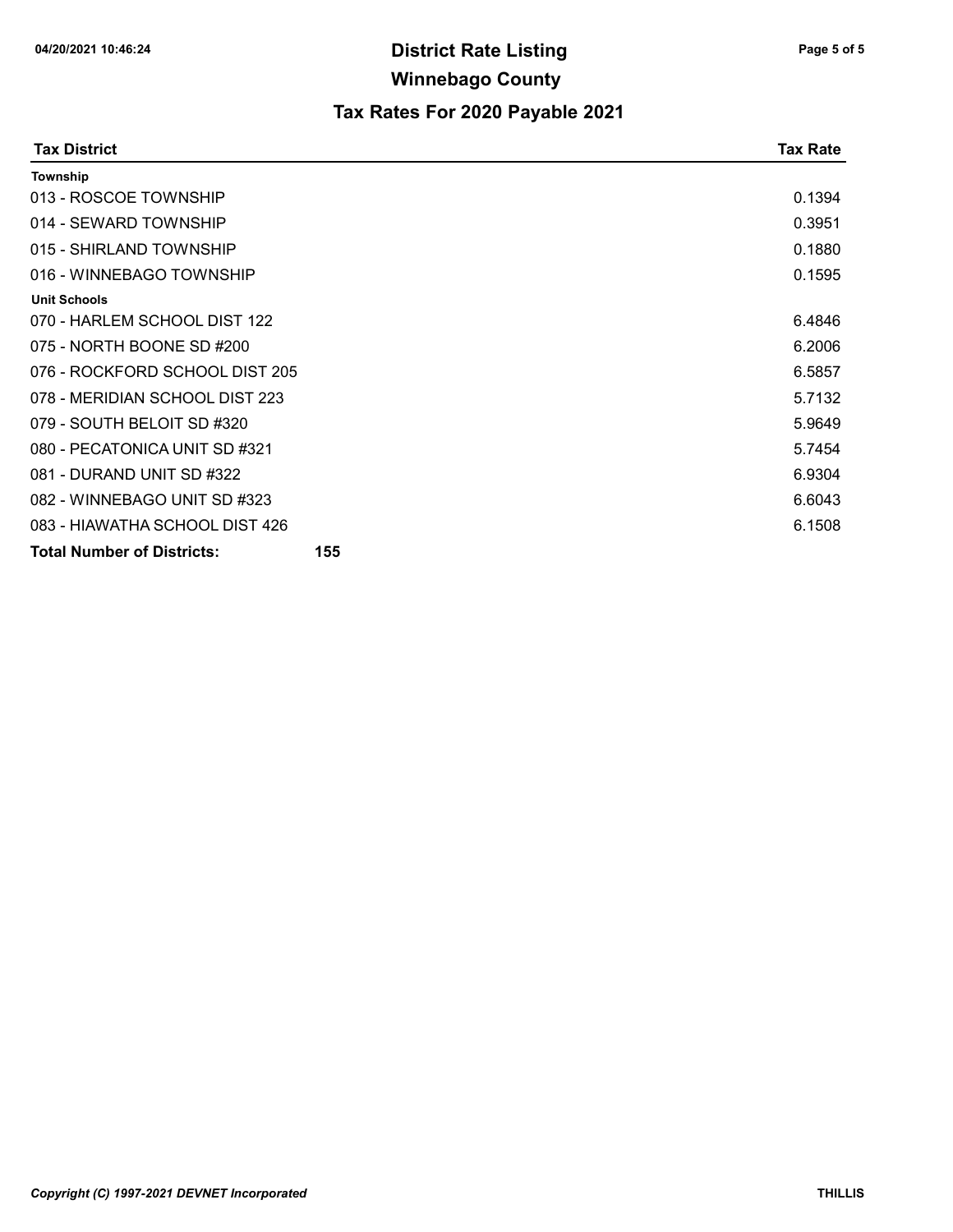# District Rate Listing

## Winnebago County

## Tax Rates For 2020 Payable 2021

| Tax District | Tax Rate |
|---|---|
| **Township** | |
| 013 - ROSCOE TOWNSHIP | 0.1394 |
| 014 - SEWARD TOWNSHIP | 0.3951 |
| 015 - SHIRLAND TOWNSHIP | 0.1880 |
| 016 - WINNEBAGO TOWNSHIP | 0.1595 |
| **Unit Schools** | |
| 070 - HARLEM SCHOOL DIST 122 | 6.4846 |
| 075 - NORTH BOONE SD #200 | 6.2006 |
| 076 - ROCKFORD SCHOOL DIST 205 | 6.5857 |
| 078 - MERIDIAN SCHOOL DIST 223 | 5.7132 |
| 079 - SOUTH BELOIT SD #320 | 5.9649 |
| 080 - PECATONICA UNIT SD #321 | 5.7454 |
| 081 - DURAND UNIT SD #322 | 6.9304 |
| 082 - WINNEBAGO UNIT SD #323 | 6.6043 |
| 083 - HIAWATHA SCHOOL DIST 426 | 6.1508 |

**Total Number of Districts:** **155**